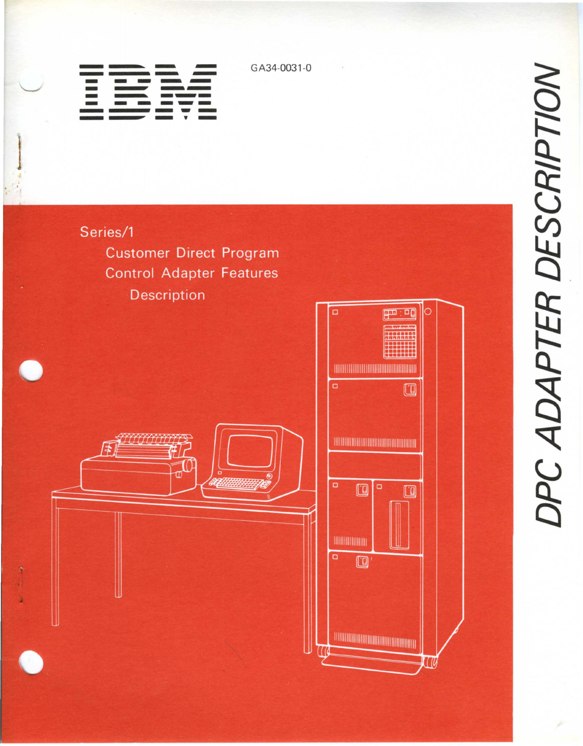IBM

GA34-0031-0

# DPC ADAPTER DESCRIPTION

Series/1

Customer Direct Program Control Adapter Features

Description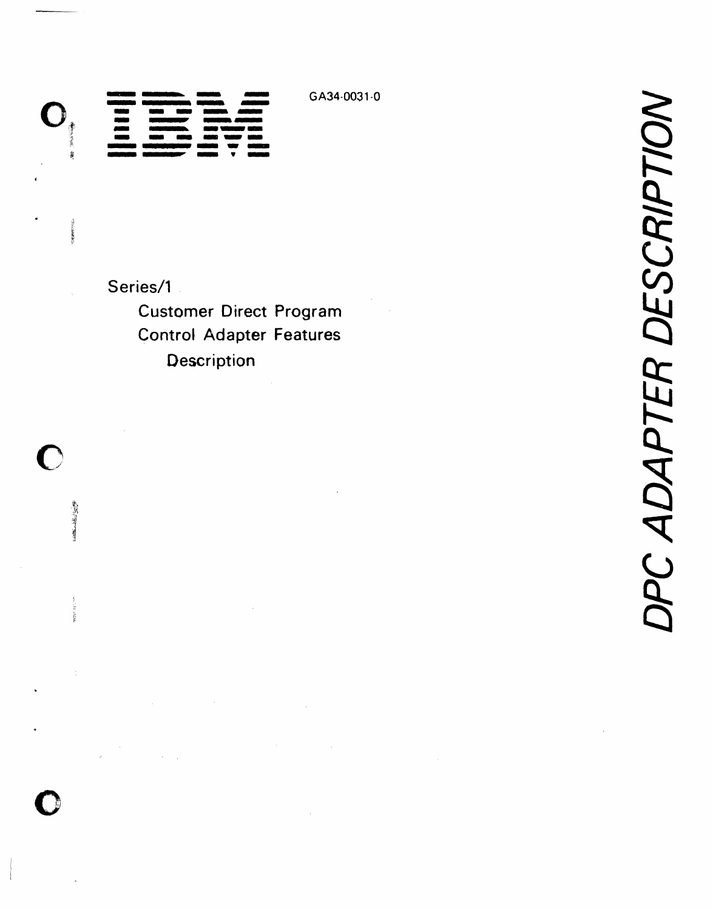GA34-0031-0

# IBM

Series/1

Customer Direct Program Control Adapter Features

Description

DPC ADAPTER DESCRIPTION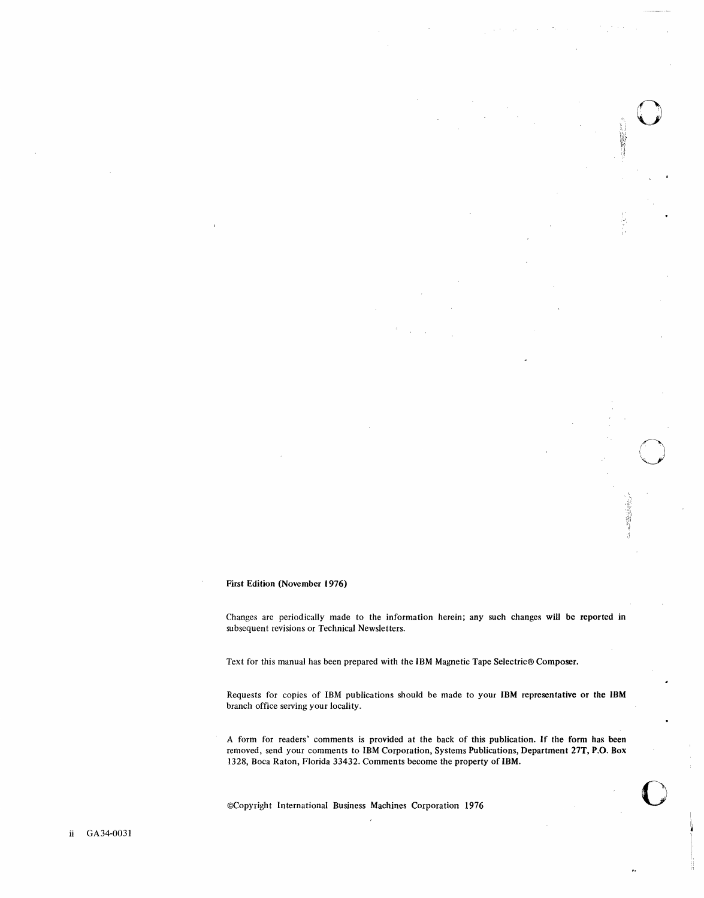**First Edition (November 1976)**

Changes are periodically made to the information herein; any such changes will be reported in subsequent revisions or Technical Newsletters.

Text for this manual has been prepared with the IBM Magnetic Tape Selectric® Composer.

Requests for copies of IBM publications should be made to your IBM representative or the IBM branch office serving your locality.

A form for readers' comments is provided at the back of this publication. If the form has been removed, send your comments to IBM Corporation, Systems Publications, Department 27T, P.O. Box 1328, Boca Raton, Florida 33432. Comments become the property of IBM.

©Copyright International Business Machines Corporation 1976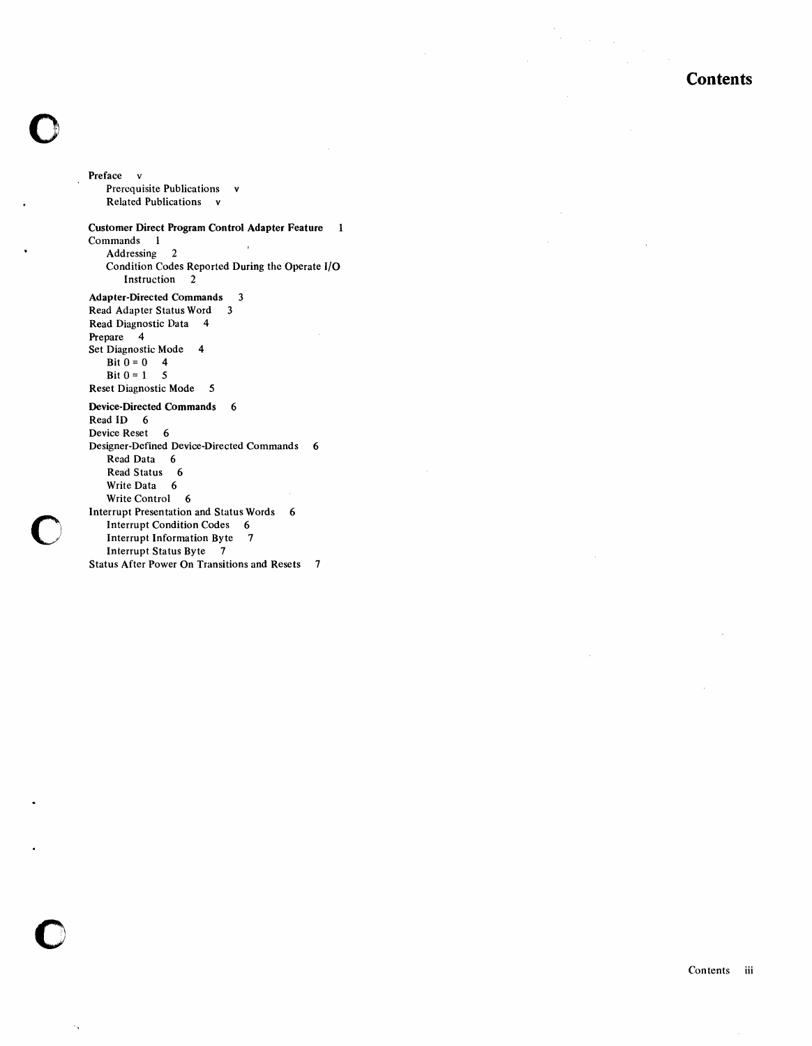# Contents

**Preface** v
- Prerequisite Publications v
- Related Publications v

**Customer Direct Program Control Adapter Feature** 1

Commands 1
- Addressing 2
- Condition Codes Reported During the Operate I/O Instruction 2

**Adapter-Directed Commands** 3

Read Adapter Status Word 3

Read Diagnostic Data 4

Prepare 4

Set Diagnostic Mode 4
- Bit 0 = 0 4
- Bit 0 = 1 5

Reset Diagnostic Mode 5

**Device-Directed Commands** 6

Read ID 6

Device Reset 6

Designer-Defined Device-Directed Commands 6
- Read Data 6
- Read Status 6
- Write Data 6
- Write Control 6

Interrupt Presentation and Status Words 6
- Interrupt Condition Codes 6
- Interrupt Information Byte 7
- Interrupt Status Byte 7

Status After Power On Transitions and Resets 7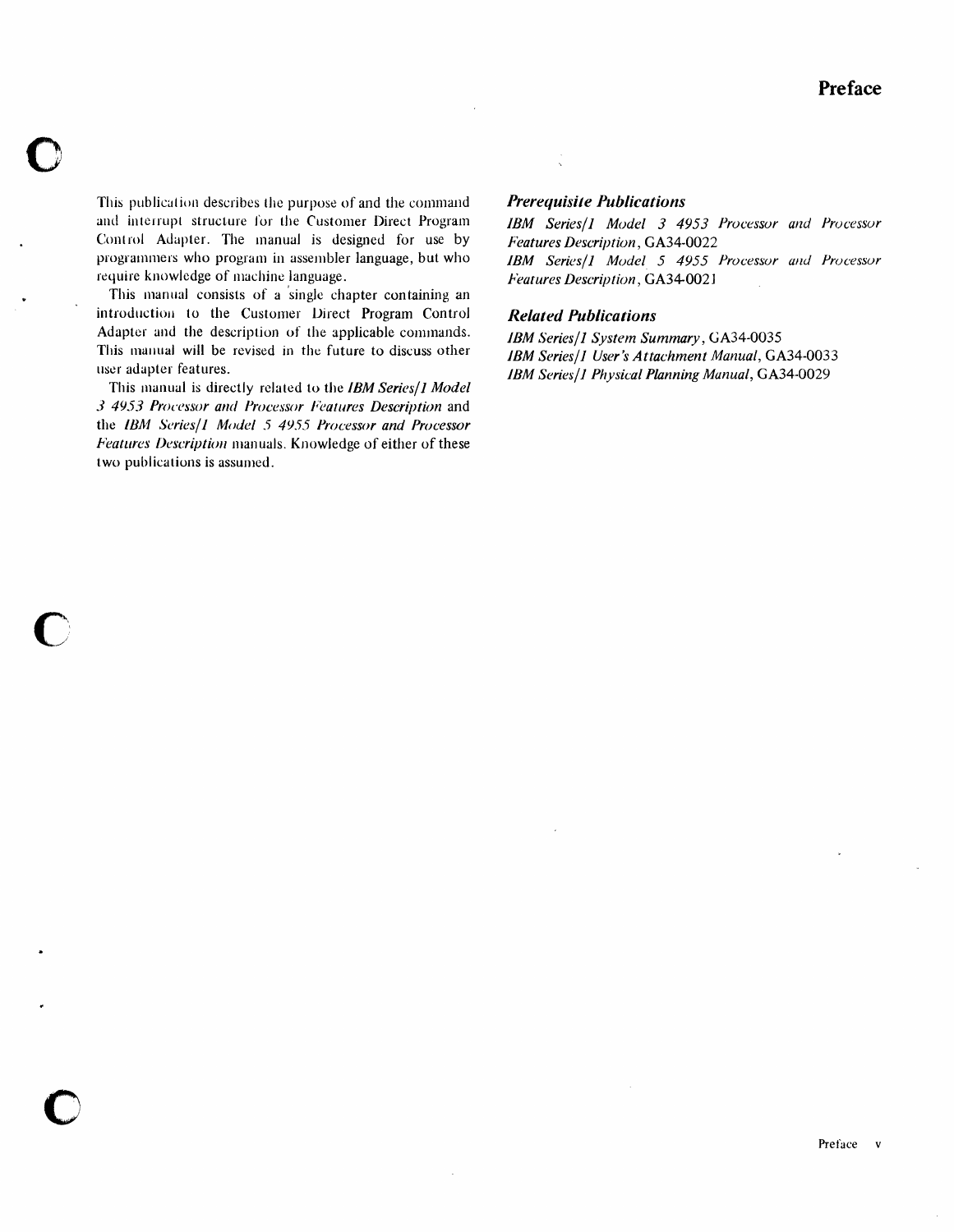# Preface

This publication describes the purpose of and the command and interrupt structure for the Customer Direct Program Control Adapter. The manual is designed for use by programmers who program in assembler language, but who require knowledge of machine language.

This manual consists of a single chapter containing an introduction to the Customer Direct Program Control Adapter and the description of the applicable commands. This manual will be revised in the future to discuss other user adapter features.

This manual is directly related to the *IBM Series/1 Model 3 4953 Processor and Processor Features Description* and the *IBM Series/1 Model 5 4955 Processor and Processor Features Description* manuals. Knowledge of either of these two publications is assumed.

### *Prerequisite Publications*

*IBM Series/1 Model 3 4953 Processor and Processor Features Description*, GA34-0022
*IBM Series/1 Model 5 4955 Processor and Processor Features Description*, GA34-0021

### *Related Publications*

*IBM Series/1 System Summary*, GA34-0035
*IBM Series/1 User's Attachment Manual*, GA34-0033
*IBM Series/1 Physical Planning Manual*, GA34-0029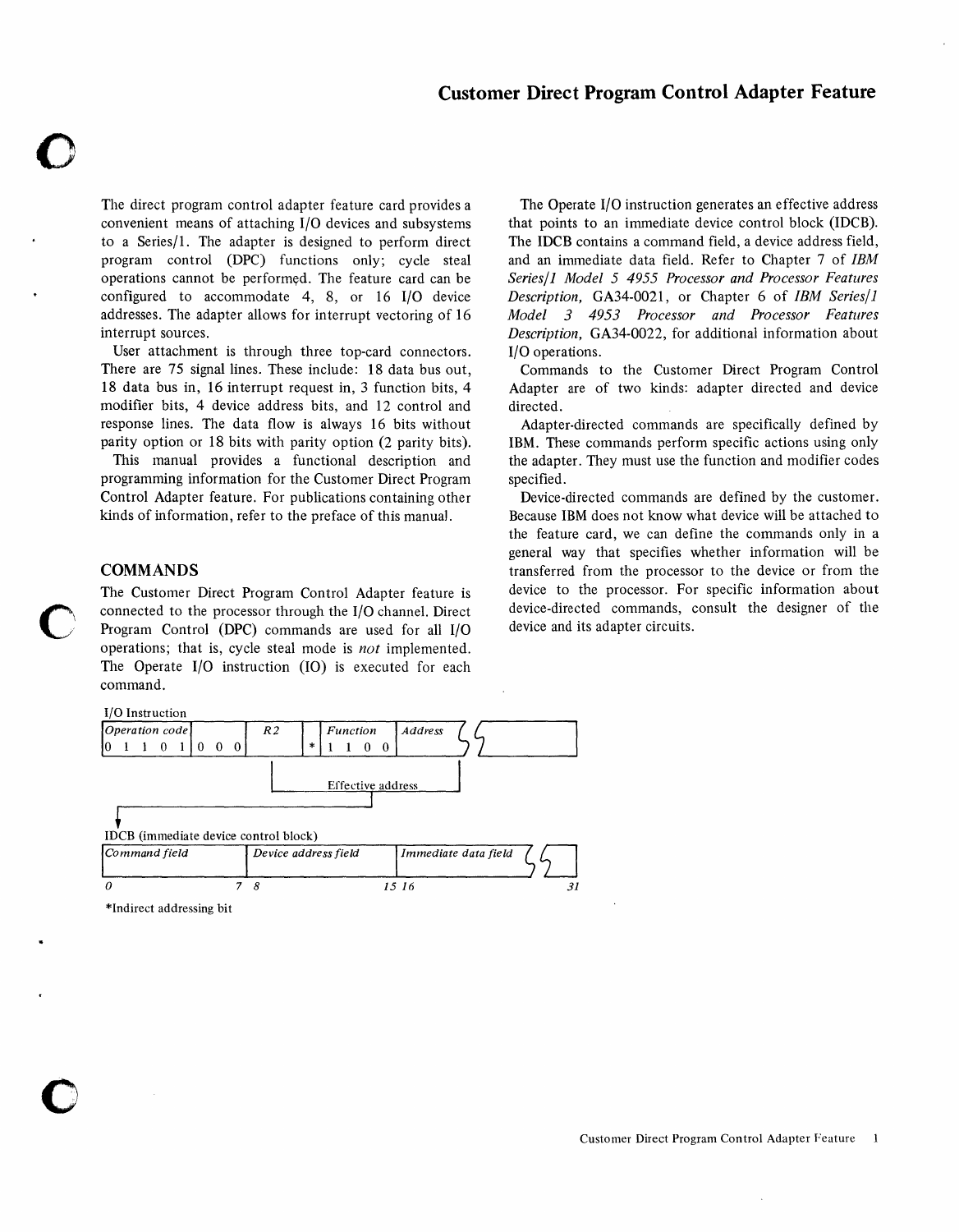# Customer Direct Program Control Adapter Feature

The direct program control adapter feature card provides a convenient means of attaching I/O devices and subsystems to a Series/1. The adapter is designed to perform direct program control (DPC) functions only; cycle steal operations cannot be performed. The feature card can be configured to accommodate 4, 8, or 16 I/O device addresses. The adapter allows for interrupt vectoring of 16 interrupt sources.

User attachment is through three top-card connectors. There are 75 signal lines. These include: 18 data bus out, 18 data bus in, 16 interrupt request in, 3 function bits, 4 modifier bits, 4 device address bits, and 12 control and response lines. The data flow is always 16 bits without parity option or 18 bits with parity option (2 parity bits).

This manual provides a functional description and programming information for the Customer Direct Program Control Adapter feature. For publications containing other kinds of information, refer to the preface of this manual.

## COMMANDS

The Customer Direct Program Control Adapter feature is connected to the processor through the I/O channel. Direct Program Control (DPC) commands are used for all I/O operations; that is, cycle steal mode is *not* implemented. The Operate I/O instruction (IO) is executed for each command.

I/O Instruction

| Operation code | | R2 | | Function | Address |
|---|---|---|---|---|---|
| 0 1 1 0 1 | 0 0 0 | | * | 1 1 0 0 | |

Effective address → IDCB (immediate device control block)

| Command field | Device address field | Immediate data field |
|---|---|---|
| 0 – 7 | 8 – 15 | 16 – 31 |

*Indirect addressing bit

The Operate I/O instruction generates an effective address that points to an immediate device control block (IDCB). The IDCB contains a command field, a device address field, and an immediate data field. Refer to Chapter 7 of *IBM Series/1 Model 5 4955 Processor and Processor Features Description,* GA34-0021, or Chapter 6 of *IBM Series/1 Model 3 4953 Processor and Processor Features Description,* GA34-0022, for additional information about I/O operations.

Commands to the Customer Direct Program Control Adapter are of two kinds: adapter directed and device directed.

Adapter-directed commands are specifically defined by IBM. These commands perform specific actions using only the adapter. They must use the function and modifier codes specified.

Device-directed commands are defined by the customer. Because IBM does not know what device will be attached to the feature card, we can define the commands only in a general way that specifies whether information will be transferred from the processor to the device or from the device to the processor. For specific information about device-directed commands, consult the designer of the device and its adapter circuits.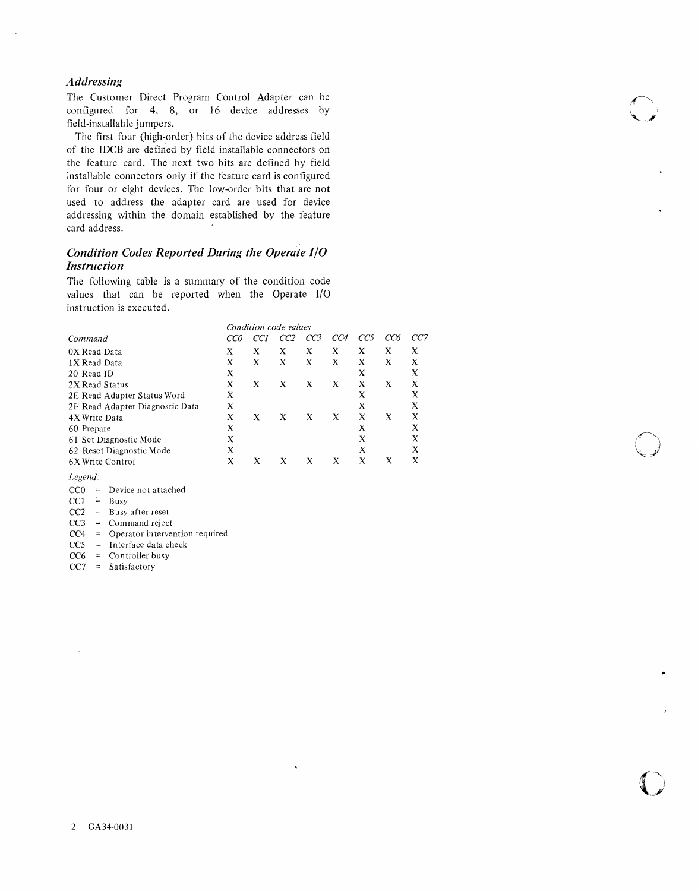### *Addressing*

The Customer Direct Program Control Adapter can be configured for 4, 8, or 16 device addresses by field-installable jumpers.

The first four (high-order) bits of the device address field of the IDCB are defined by field installable connectors on the feature card. The next two bits are defined by field installable connectors only if the feature card is configured for four or eight devices. The low-order bits that are not used to address the adapter card are used for device addressing within the domain established by the feature card address.

### *Condition Codes Reported During the Operate I/O Instruction*

The following table is a summary of the condition code values that can be reported when the Operate I/O instruction is executed.

| *Command* | *Condition code values* | | | | | | | |
|---|---|---|---|---|---|---|---|---|
| | *CC0* | *CC1* | *CC2* | *CC3* | *CC4* | *CC5* | *CC6* | *CC7* |
| 0X Read Data | X | X | X | X | X | X | X | X |
| 1X Read Data | X | X | X | X | X | X | X | X |
| 20 Read ID | X | | | | | X | | X |
| 2X Read Status | X | X | X | X | X | X | X | X |
| 2E Read Adapter Status Word | X | | | | | X | | X |
| 2F Read Adapter Diagnostic Data | X | | | | | X | | X |
| 4X Write Data | X | X | X | X | X | X | X | X |
| 60 Prepare | X | | | | | X | | X |
| 61 Set Diagnostic Mode | X | | | | | X | | X |
| 62 Reset Diagnostic Mode | X | | | | | X | | X |
| 6X Write Control | X | X | X | X | X | X | X | X |

*Legend:*

CC0 = Device not attached
CC1 = Busy
CC2 = Busy after reset
CC3 = Command reject
CC4 = Operator intervention required
CC5 = Interface data check
CC6 = Controller busy
CC7 = Satisfactory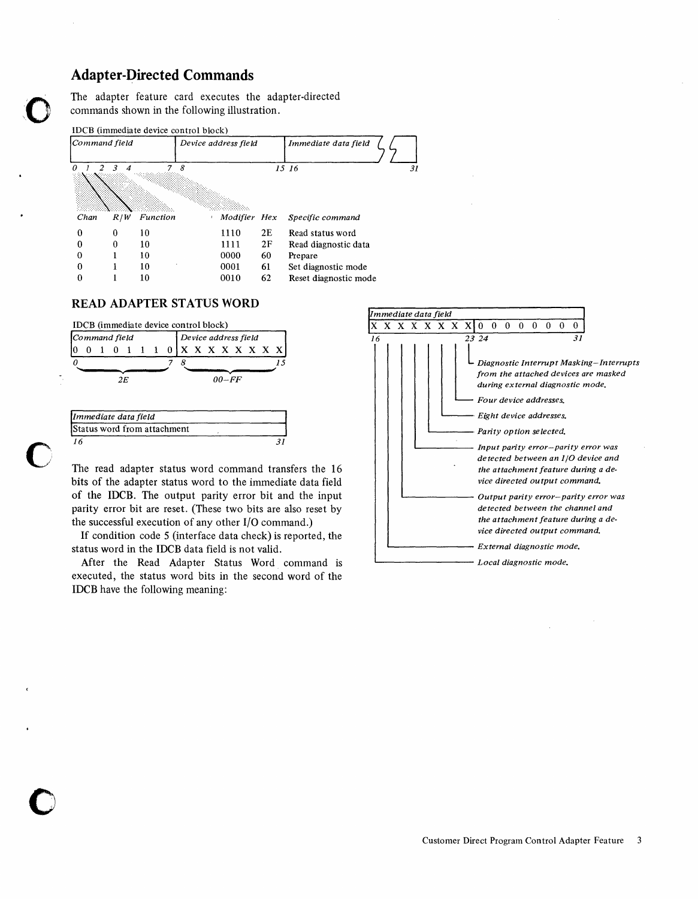## Adapter-Directed Commands

The adapter feature card executes the adapter-directed commands shown in the following illustration.

IDCB (immediate device control block)

| Command field | Device address field | Immediate data field |
|---|---|---|
| 0 1 2 3 4 7 | 8 15 | 16 31 |

| Chan | R/W | Function | Modifier | Hex | Specific command |
|---|---|---|---|---|---|
| 0 | 0 | 10 | 1110 | 2E | Read status word |
| 0 | 0 | 10 | 1111 | 2F | Read diagnostic data |
| 0 | 1 | 10 | 0000 | 60 | Prepare |
| 0 | 1 | 10 | 0001 | 61 | Set diagnostic mode |
| 0 | 1 | 10 | 0010 | 62 | Reset diagnostic mode |

### READ ADAPTER STATUS WORD

IDCB (immediate device control block)

| Command field | Device address field |
|---|---|
| 0 0 1 0 1 1 1 0 | X X X X X X X X |
| 0 7 | 8 15 |
| 2E | 00–FF |

| Immediate data field |
|---|
| Status word from attachment |
| 16 31 |

The read adapter status word command transfers the 16 bits of the adapter status word to the immediate data field of the IDCB. The output parity error bit and the input parity error bit are reset. (These two bits are also reset by the successful execution of any other I/O command.)

If condition code 5 (interface data check) is reported, the status word in the IDCB data field is not valid.

After the Read Adapter Status Word command is executed, the status word bits in the second word of the IDCB have the following meaning:

| Immediate data field | |
|---|---|
| X X X X X X X X | 0 0 0 0 0 0 0 0 |
| 16 23 | 24 31 |

- Bit 16 — *Local diagnostic mode.*
- Bit 17 — *External diagnostic mode.*
- Bit 18 — *Output parity error–parity error was detected between the channel and the attachment feature during a device directed output command.*
- Bit 19 — *Input parity error–parity error was detected between an I/O device and the attachment feature during a device directed output command.*
- Bit 20 — *Parity option selected.*
- Bit 21 — *Eight device addresses.*
- Bit 22 — *Four device addresses.*
- Bit 23 — *Diagnostic Interrupt Masking–Interrupts from the attached devices are masked during external diagnostic mode.*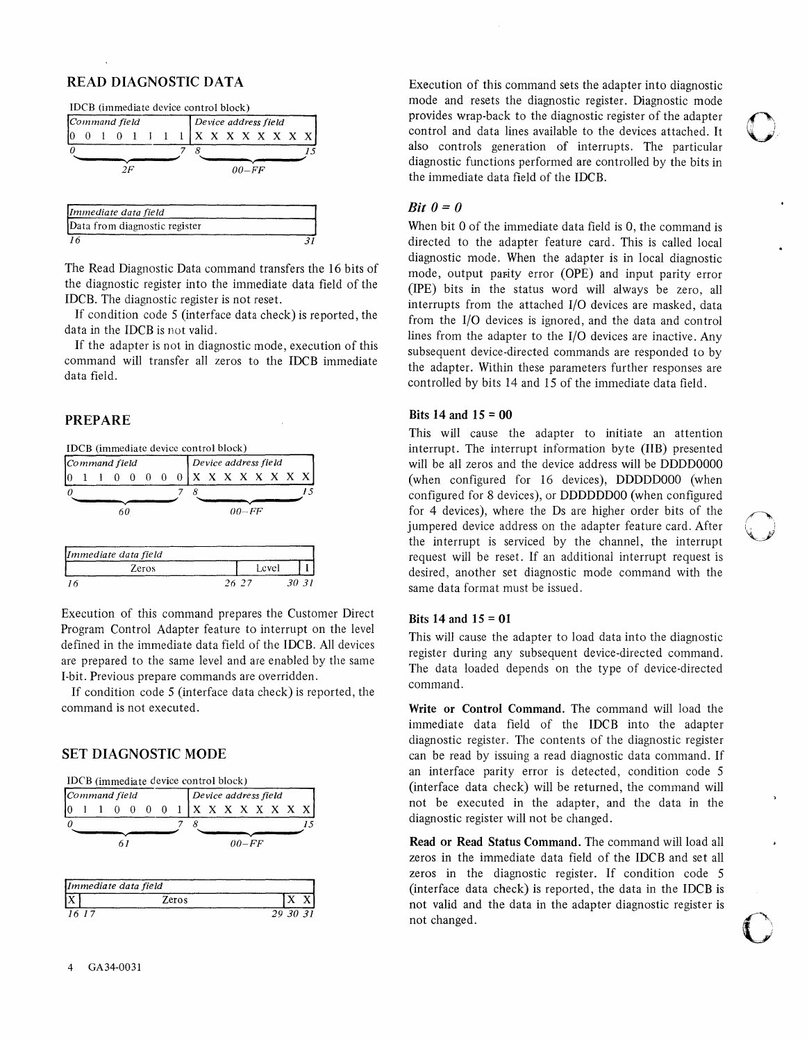## READ DIAGNOSTIC DATA

IDCB (immediate device control block)

| Command field | Device address field |
|---|---|
| 0 0 1 0 1 1 1 1 | X X X X X X X X |
| 0 ... 7 | 8 ... 15 |
| 2F | 00–FF |

| Immediate data field |
|---|
| Data from diagnostic register |
| 16 ... 31 |

The Read Diagnostic Data command transfers the 16 bits of the diagnostic register into the immediate data field of the IDCB. The diagnostic register is not reset.

If condition code 5 (interface data check) is reported, the data in the IDCB is not valid.

If the adapter is not in diagnostic mode, execution of this command will transfer all zeros to the IDCB immediate data field.

## PREPARE

IDCB (immediate device control block)

| Command field | Device address field |
|---|---|
| 0 1 1 0 0 0 0 0 | X X X X X X X X |
| 0 ... 7 | 8 ... 15 |
| 60 | 00–FF |

| Immediate data field | | |
|---|---|---|
| Zeros | Level | I |
| 16 ... 26 | 27 ... 30 | 31 |

Execution of this command prepares the Customer Direct Program Control Adapter feature to interrupt on the level defined in the immediate data field of the IDCB. All devices are prepared to the same level and are enabled by the same I-bit. Previous prepare commands are overridden.

If condition code 5 (interface data check) is reported, the command is not executed.

## SET DIAGNOSTIC MODE

IDCB (immediate device control block)

| Command field | Device address field |
|---|---|
| 0 1 1 0 0 0 0 1 | X X X X X X X X |
| 0 ... 7 | 8 ... 15 |
| 61 | 00–FF |

| Immediate data field | | |
|---|---|---|
| X | Zeros | X X |
| 16 | 17 ... 29 | 30 31 |

Execution of this command sets the adapter into diagnostic mode and resets the diagnostic register. Diagnostic mode provides wrap-back to the diagnostic register of the adapter control and data lines available to the devices attached. It also controls generation of interrupts. The particular diagnostic functions performed are controlled by the bits in the immediate data field of the IDCB.

### *Bit 0 = 0*

When bit 0 of the immediate data field is 0, the command is directed to the adapter feature card. This is called local diagnostic mode. When the adapter is in local diagnostic mode, output parity error (OPE) and input parity error (IPE) bits in the status word will always be zero, all interrupts from the attached I/O devices are masked, data from the I/O devices is ignored, and the data and control lines from the adapter to the I/O devices are inactive. Any subsequent device-directed commands are responded to by the adapter. Within these parameters further responses are controlled by bits 14 and 15 of the immediate data field.

**Bits 14 and 15 = 00**

This will cause the adapter to initiate an attention interrupt. The interrupt information byte (IIB) presented will be all zeros and the device address will be DDDD0000 (when configured for 16 devices), DDDDD000 (when configured for 8 devices), or DDDDDD00 (when configured for 4 devices), where the Ds are higher order bits of the jumpered device address on the adapter feature card. After the interrupt is serviced by the channel, the interrupt request will be reset. If an additional interrupt request is desired, another set diagnostic mode command with the same data format must be issued.

**Bits 14 and 15 = 01**

This will cause the adapter to load data into the diagnostic register during any subsequent device-directed command. The data loaded depends on the type of device-directed command.

**Write or Control Command.** The command will load the immediate data field of the IDCB into the adapter diagnostic register. The contents of the diagnostic register can be read by issuing a read diagnostic data command. If an interface parity error is detected, condition code 5 (interface data check) will be returned, the command will not be executed in the adapter, and the data in the diagnostic register will not be changed.

**Read or Read Status Command.** The command will load all zeros in the immediate data field of the IDCB and set all zeros in the diagnostic register. If condition code 5 (interface data check) is reported, the data in the IDCB is not valid and the data in the adapter diagnostic register is not changed.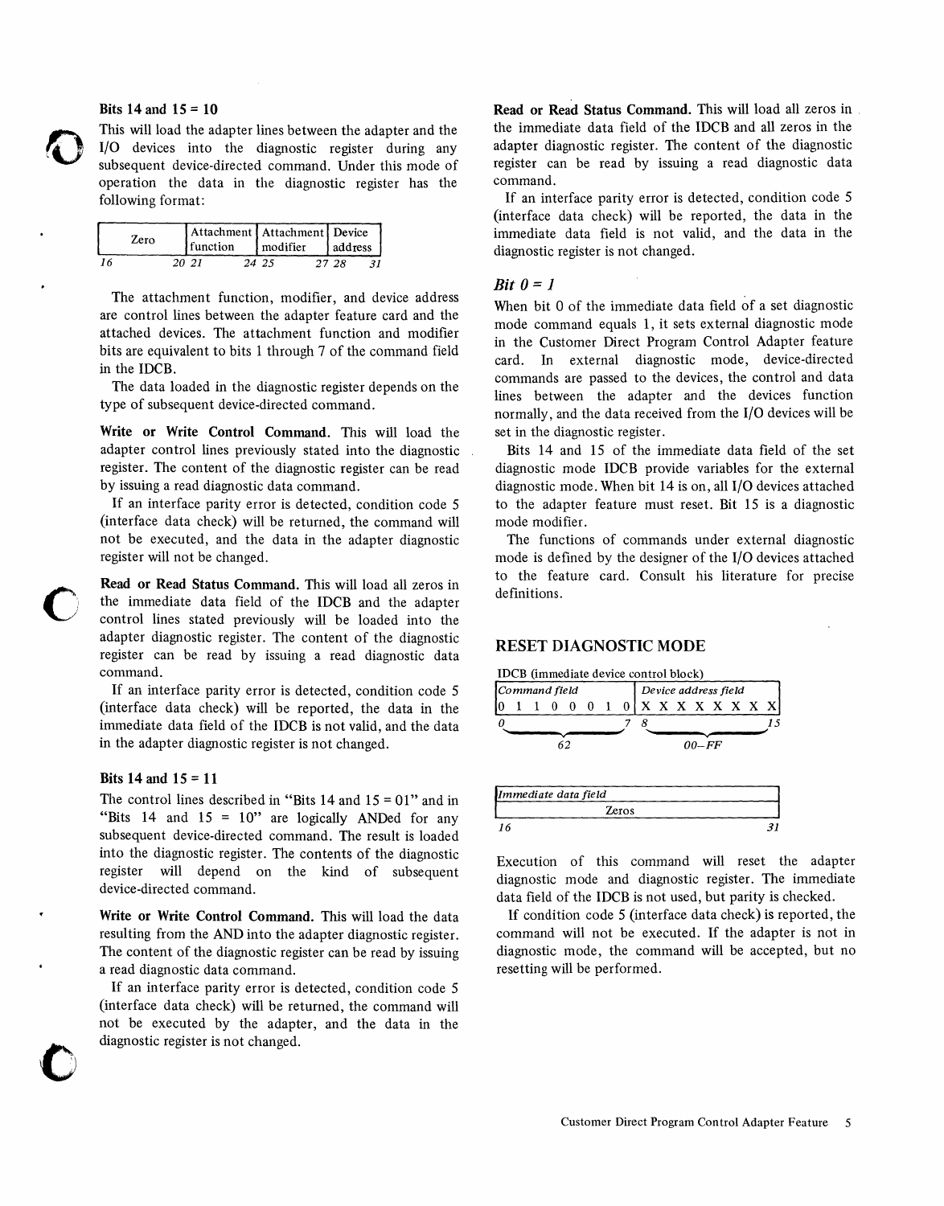**Bits 14 and 15 = 10**

This will load the adapter lines between the adapter and the I/O devices into the diagnostic register during any subsequent device-directed command. Under this mode of operation the data in the diagnostic register has the following format:

| Zero | Attachment function | Attachment modifier | Device address |
|---|---|---|---|
| 16 20 | 21 24 | 25 27 | 28 31 |

The attachment function, modifier, and device address are control lines between the adapter feature card and the attached devices. The attachment function and modifier bits are equivalent to bits 1 through 7 of the command field in the IDCB.

The data loaded in the diagnostic register depends on the type of subsequent device-directed command.

**Write or Write Control Command.** This will load the adapter control lines previously stated into the diagnostic register. The content of the diagnostic register can be read by issuing a read diagnostic data command.

If an interface parity error is detected, condition code 5 (interface data check) will be returned, the command will not be executed, and the data in the adapter diagnostic register will not be changed.

**Read or Read Status Command.** This will load all zeros in the immediate data field of the IDCB and the adapter control lines stated previously will be loaded into the adapter diagnostic register. The content of the diagnostic register can be read by issuing a read diagnostic data command.

If an interface parity error is detected, condition code 5 (interface data check) will be reported, the data in the immediate data field of the IDCB is not valid, and the data in the adapter diagnostic register is not changed.

**Bits 14 and 15 = 11**

The control lines described in "Bits 14 and 15 = 01" and in "Bits 14 and 15 = 10" are logically ANDed for any subsequent device-directed command. The result is loaded into the diagnostic register. The contents of the diagnostic register will depend on the kind of subsequent device-directed command.

**Write or Write Control Command.** This will load the data resulting from the AND into the adapter diagnostic register. The content of the diagnostic register can be read by issuing a read diagnostic data command.

If an interface parity error is detected, condition code 5 (interface data check) will be returned, the command will not be executed by the adapter, and the data in the diagnostic register is not changed.

**Read or Read Status Command.** This will load all zeros in the immediate data field of the IDCB and all zeros in the adapter diagnostic register. The content of the diagnostic register can be read by issuing a read diagnostic data command.

If an interface parity error is detected, condition code 5 (interface data check) will be reported, the data in the immediate data field is not valid, and the data in the diagnostic register is not changed.

***Bit 0 = 1***

When bit 0 of the immediate data field of a set diagnostic mode command equals 1, it sets external diagnostic mode in the Customer Direct Program Control Adapter feature card. In external diagnostic mode, device-directed commands are passed to the devices, the control and data lines between the adapter and the devices function normally, and the data received from the I/O devices will be set in the diagnostic register.

Bits 14 and 15 of the immediate data field of the set diagnostic mode IDCB provide variables for the external diagnostic mode. When bit 14 is on, all I/O devices attached to the adapter feature must reset. Bit 15 is a diagnostic mode modifier.

The functions of commands under external diagnostic mode is defined by the designer of the I/O devices attached to the feature card. Consult his literature for precise definitions.

## RESET DIAGNOSTIC MODE

IDCB (immediate device control block)

| *Command field* | *Device address field* |
|---|---|
| 0 1 1 0 0 0 1 0 | X X X X X X X X |
| 0 7 | 8 15 |
| 62 | 00–FF |

| *Immediate data field* |
|---|
| Zeros |
| 16 31 |

Execution of this command will reset the adapter diagnostic mode and diagnostic register. The immediate data field of the IDCB is not used, but parity is checked.

If condition code 5 (interface data check) is reported, the command will not be executed. If the adapter is not in diagnostic mode, the command will be accepted, but no resetting will be performed.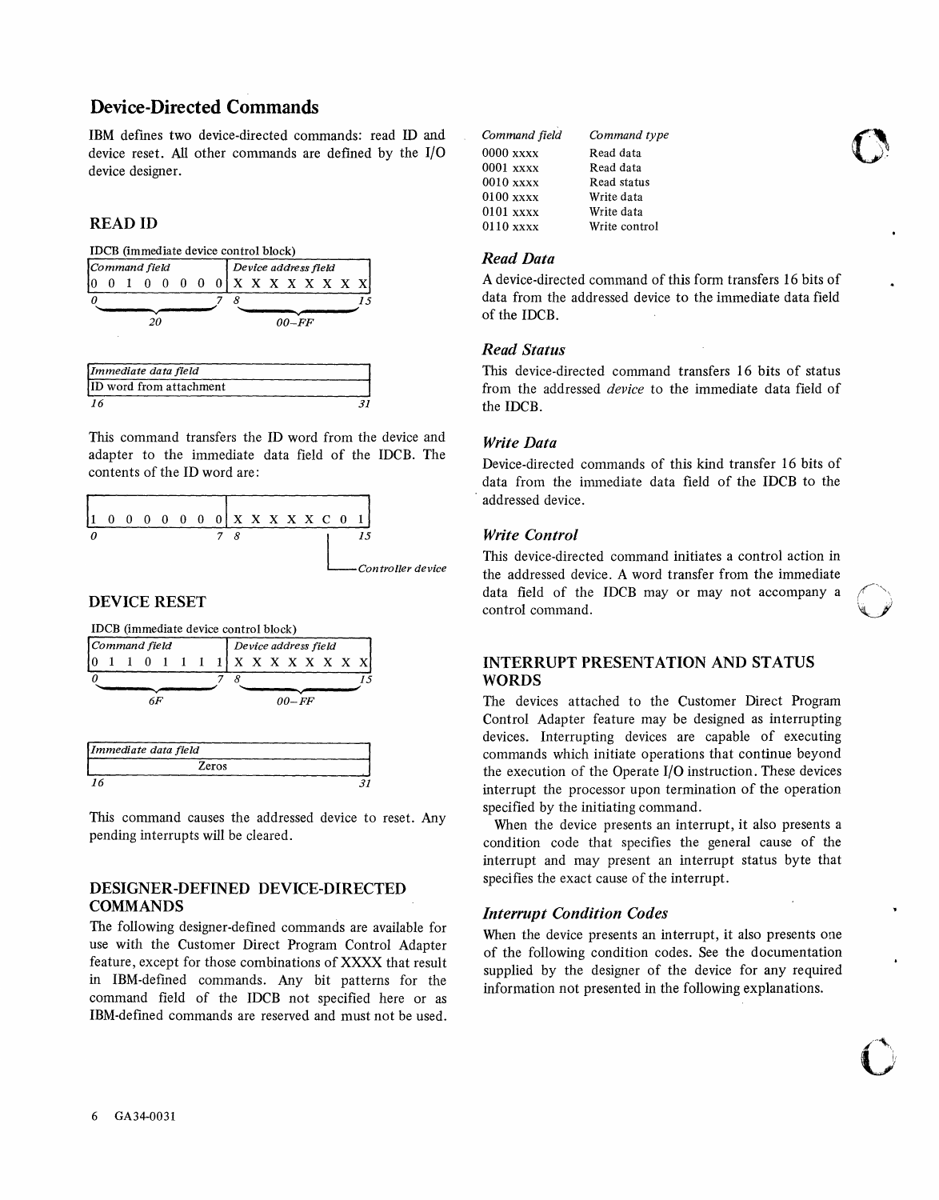## Device-Directed Commands

IBM defines two device-directed commands: read ID and device reset. All other commands are defined by the I/O device designer.

### READ ID

IDCB (immediate device control block)

| *Command field* | *Device address field* |
|---|---|
| 0 0 1 0 0 0 0 0 | X X X X X X X X |
| *0 – 7* | *8 – 15* |
| *20* | *00–FF* |

| *Immediate data field* |
|---|
| ID word from attachment |
| *16 – 31* |

This command transfers the ID word from the device and adapter to the immediate data field of the IDCB. The contents of the ID word are:

| | |
|---|---|
| 1 0 0 0 0 0 0 0 | X X X X X C 0 1 |
| *0 – 7* | *8 – 15* |

*C — Controller device*

### DEVICE RESET

IDCB (immediate device control block)

| *Command field* | *Device address field* |
|---|---|
| 0 1 1 0 1 1 1 1 | X X X X X X X X |
| *0 – 7* | *8 – 15* |
| *6F* | *00–FF* |

| *Immediate data field* |
|---|
| Zeros |
| *16 – 31* |

This command causes the addressed device to reset. Any pending interrupts will be cleared.

### DESIGNER-DEFINED DEVICE-DIRECTED COMMANDS

The following designer-defined commands are available for use with the Customer Direct Program Control Adapter feature, except for those combinations of XXXX that result in IBM-defined commands. Any bit patterns for the command field of the IDCB not specified here or as IBM-defined commands are reserved and must not be used.

| *Command field* | *Command type* |
|---|---|
| 0000 xxxx | Read data |
| 0001 xxxx | Read data |
| 0010 xxxx | Read status |
| 0100 xxxx | Write data |
| 0101 xxxx | Write data |
| 0110 xxxx | Write control |

#### *Read Data*

A device-directed command of this form transfers 16 bits of data from the addressed device to the immediate data field of the IDCB.

#### *Read Status*

This device-directed command transfers 16 bits of status from the addressed *device* to the immediate data field of the IDCB.

#### *Write Data*

Device-directed commands of this kind transfer 16 bits of data from the immediate data field of the IDCB to the addressed device.

#### *Write Control*

This device-directed command initiates a control action in the addressed device. A word transfer from the immediate data field of the IDCB may or may not accompany a control command.

### INTERRUPT PRESENTATION AND STATUS WORDS

The devices attached to the Customer Direct Program Control Adapter feature may be designed as interrupting devices. Interrupting devices are capable of executing commands which initiate operations that continue beyond the execution of the Operate I/O instruction. These devices interrupt the processor upon termination of the operation specified by the initiating command.

When the device presents an interrupt, it also presents a condition code that specifies the general cause of the interrupt and may present an interrupt status byte that specifies the exact cause of the interrupt.

#### *Interrupt Condition Codes*

When the device presents an interrupt, it also presents one of the following condition codes. See the documentation supplied by the designer of the device for any required information not presented in the following explanations.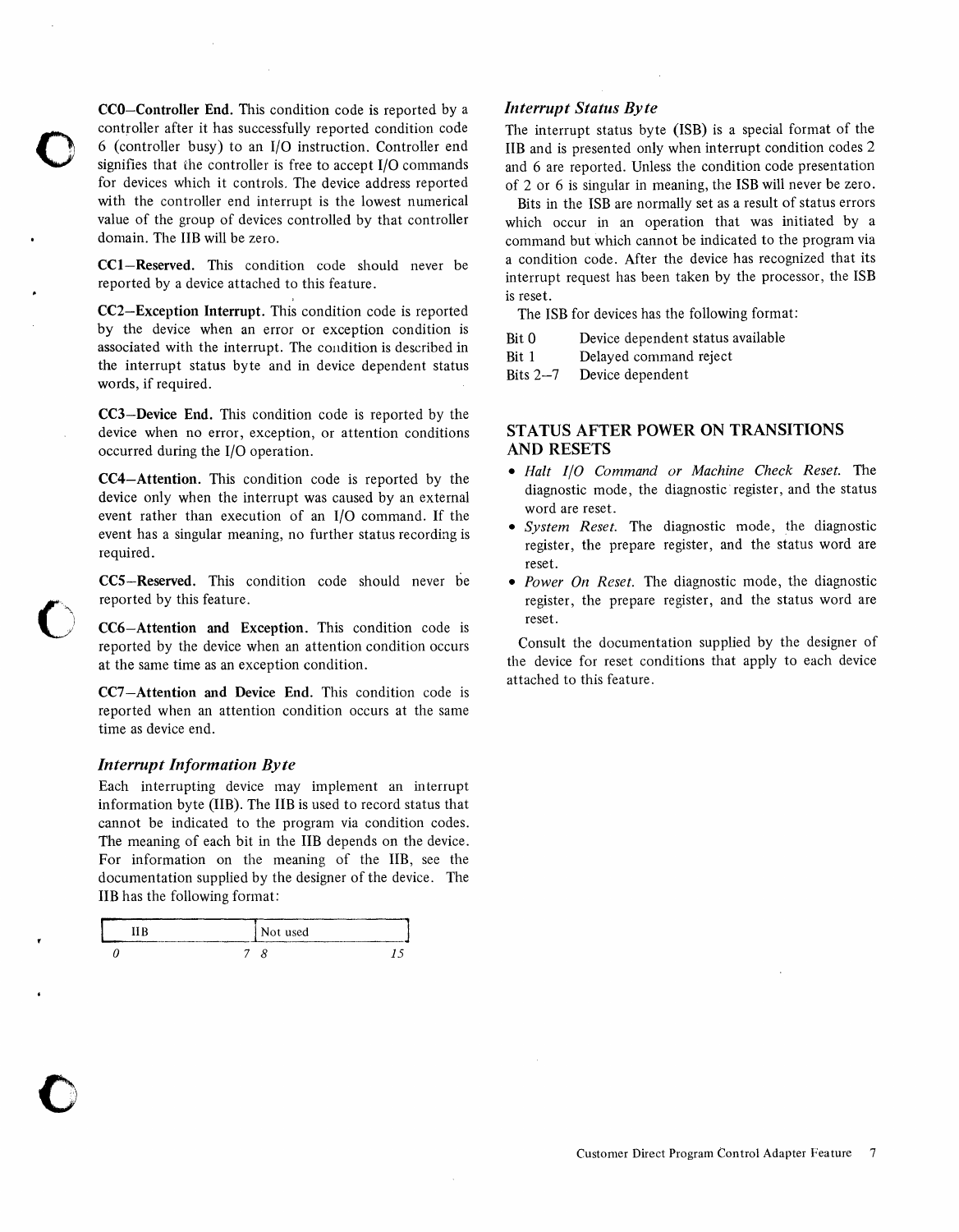**CC0–Controller End.** This condition code is reported by a controller after it has successfully reported condition code 6 (controller busy) to an I/O instruction. Controller end signifies that the controller is free to accept I/O commands for devices which it controls. The device address reported with the controller end interrupt is the lowest numerical value of the group of devices controlled by that controller domain. The IIB will be zero.

**CC1–Reserved.** This condition code should never be reported by a device attached to this feature.

**CC2–Exception Interrupt.** This condition code is reported by the device when an error or exception condition is associated with the interrupt. The condition is described in the interrupt status byte and in device dependent status words, if required.

**CC3–Device End.** This condition code is reported by the device when no error, exception, or attention conditions occurred during the I/O operation.

**CC4–Attention.** This condition code is reported by the device only when the interrupt was caused by an external event rather than execution of an I/O command. If the event has a singular meaning, no further status recording is required.

**CC5–Reserved.** This condition code should never be reported by this feature.

**CC6–Attention and Exception.** This condition code is reported by the device when an attention condition occurs at the same time as an exception condition.

**CC7–Attention and Device End.** This condition code is reported when an attention condition occurs at the same time as device end.

### *Interrupt Information Byte*

Each interrupting device may implement an interrupt information byte (IIB). The IIB is used to record status that cannot be indicated to the program via condition codes. The meaning of each bit in the IIB depends on the device. For information on the meaning of the IIB, see the documentation supplied by the designer of the device. The IIB has the following format:

| IIB | Not used |
|---|---|
| 0 — 7 | 8 — 15 |

### *Interrupt Status Byte*

The interrupt status byte (ISB) is a special format of the IIB and is presented only when interrupt condition codes 2 and 6 are reported. Unless the condition code presentation of 2 or 6 is singular in meaning, the ISB will never be zero.

Bits in the ISB are normally set as a result of status errors which occur in an operation that was initiated by a command but which cannot be indicated to the program via a condition code. After the device has recognized that its interrupt request has been taken by the processor, the ISB is reset.

The ISB for devices has the following format:

| | |
|---|---|
| Bit 0 | Device dependent status available |
| Bit 1 | Delayed command reject |
| Bits 2–7 | Device dependent |

## STATUS AFTER POWER ON TRANSITIONS AND RESETS

- *Halt I/O Command or Machine Check Reset.* The diagnostic mode, the diagnostic register, and the status word are reset.
- *System Reset.* The diagnostic mode, the diagnostic register, the prepare register, and the status word are reset.
- *Power On Reset.* The diagnostic mode, the diagnostic register, the prepare register, and the status word are reset.

Consult the documentation supplied by the designer of the device for reset conditions that apply to each device attached to this feature.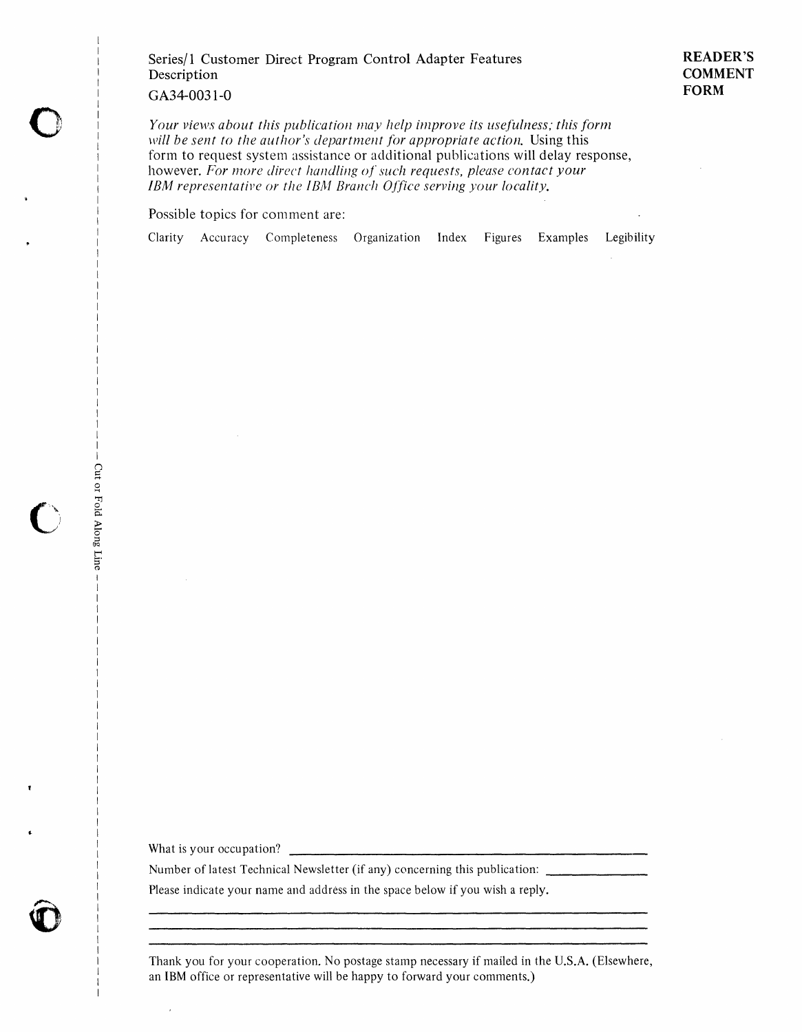Series/1 Customer Direct Program Control Adapter Features Description

GA34-0031-0

**READER'S COMMENT FORM**

*Your views about this publication may help improve its usefulness; this form will be sent to the author's department for appropriate action.* Using this form to request system assistance or additional publications will delay response, however. *For more direct handling of such requests, please contact your IBM representative or the IBM Branch Office serving your locality.*

Possible topics for comment are:

Clarity   Accuracy   Completeness   Organization   Index   Figures   Examples   Legibility

Cut or Fold Along Line

What is your occupation? ______________________________

Number of latest Technical Newsletter (if any) concerning this publication: ______________

Please indicate your name and address in the space below if you wish a reply.

______________________________

______________________________

______________________________

Thank you for your cooperation. No postage stamp necessary if mailed in the U.S.A. (Elsewhere, an IBM office or representative will be happy to forward your comments.)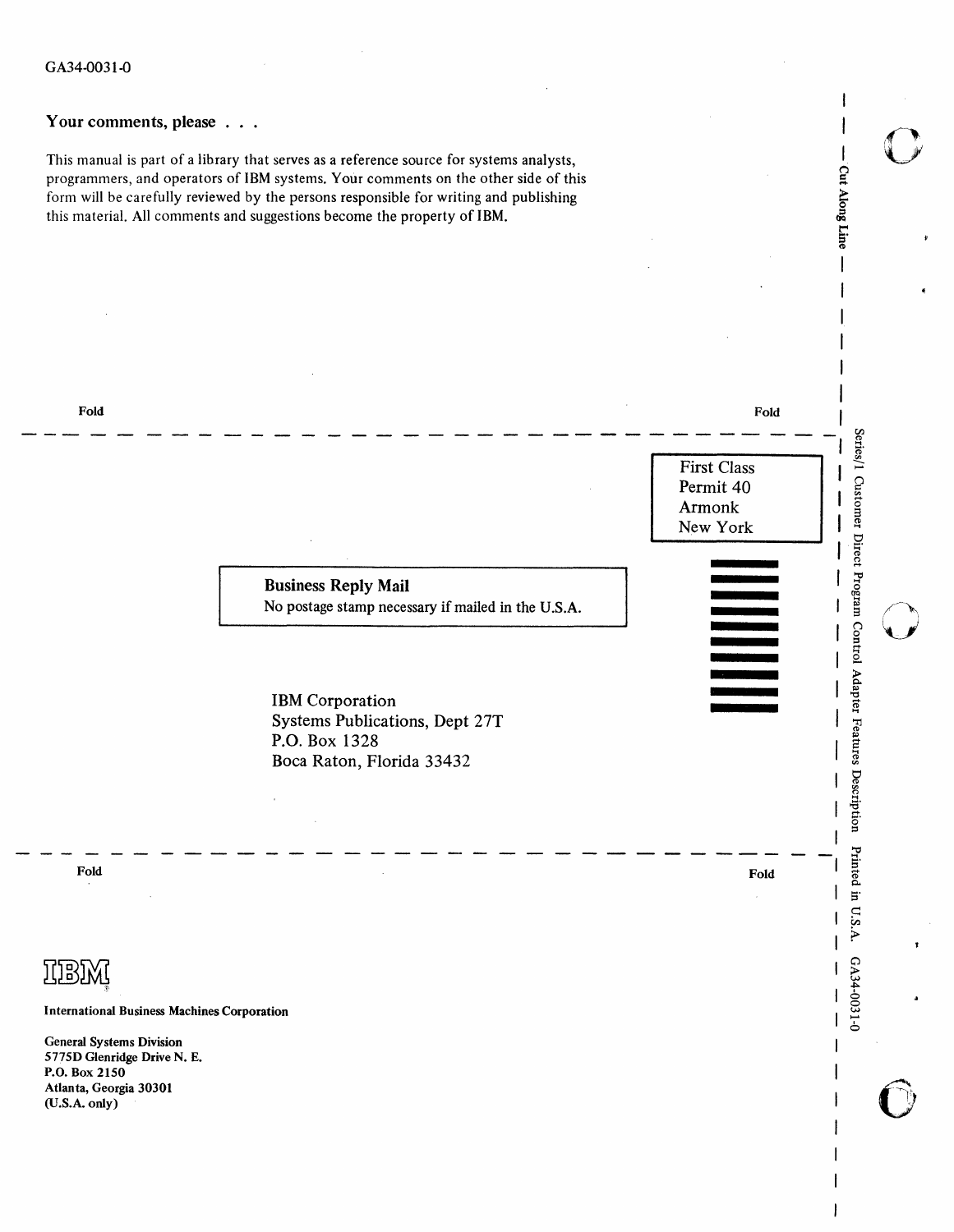GA34-0031-0

## Your comments, please . . .

This manual is part of a library that serves as a reference source for systems analysts, programmers, and operators of IBM systems. Your comments on the other side of this form will be carefully reviewed by the persons responsible for writing and publishing this material. All comments and suggestions become the property of IBM.

Fold — Fold

Cut Along Line

First Class
Permit 40
Armonk
New York

**Business Reply Mail**
No postage stamp necessary if mailed in the U.S.A.

IBM Corporation
Systems Publications, Dept 27T
P.O. Box 1328
Boca Raton, Florida 33432

Fold — Fold

Series/1 Customer Direct Program Control Adapter Features Description Printed in U.S.A. GA34-0031-0

IBM

**International Business Machines Corporation**

**General Systems Division**
**5775D Glenridge Drive N. E.**
**P.O. Box 2150**
**Atlanta, Georgia 30301**
**(U.S.A. only)**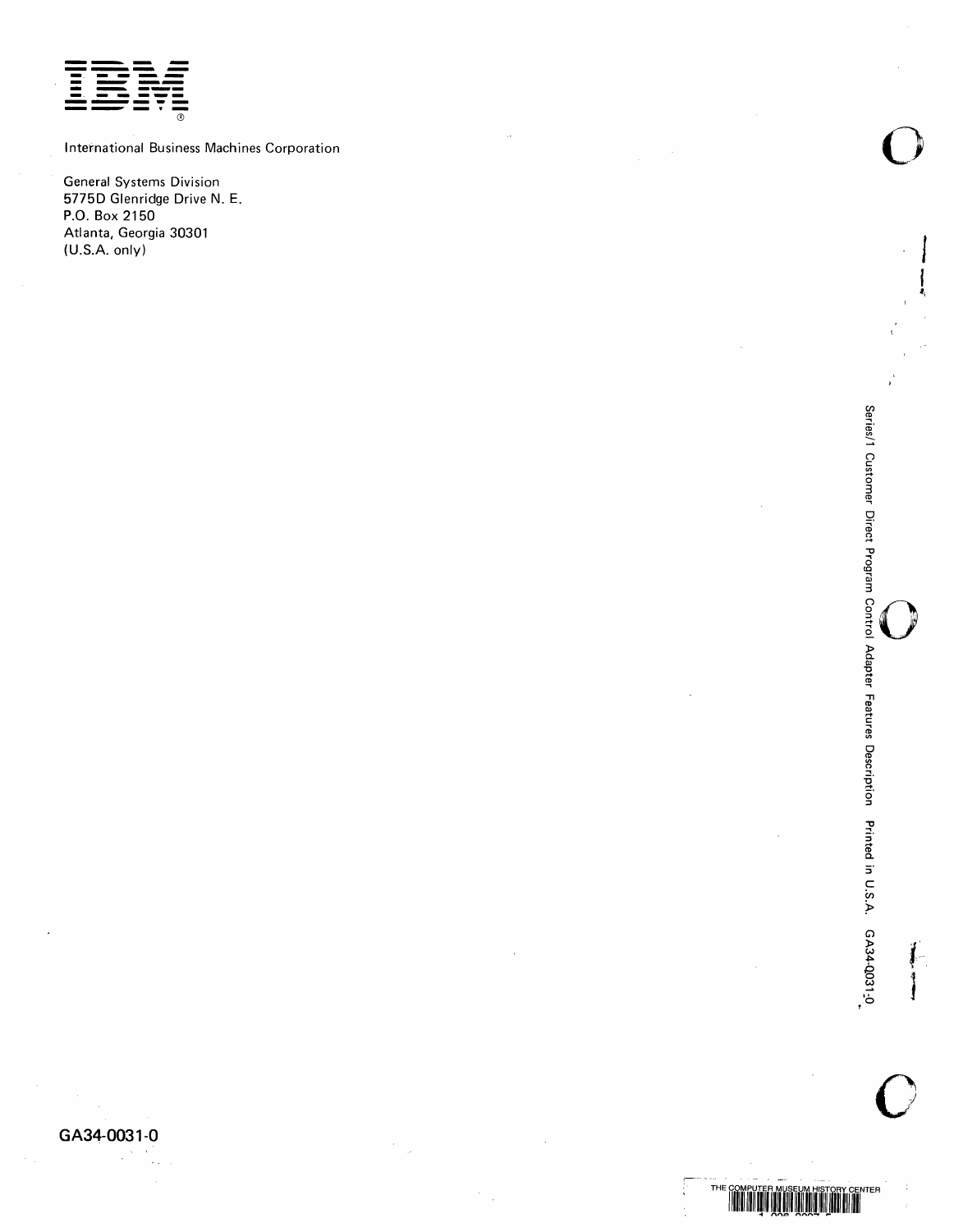IBM®

International Business Machines Corporation

General Systems Division
5775D Glenridge Drive N. E.
P.O. Box 2150
Atlanta, Georgia 30301
(U.S.A. only)

Series/1 Customer Direct Program Control Adapter Features Description Printed in U.S.A. GA34-0031-0

GA34-0031-0

THE COMPUTER MUSEUM HISTORY CENTER